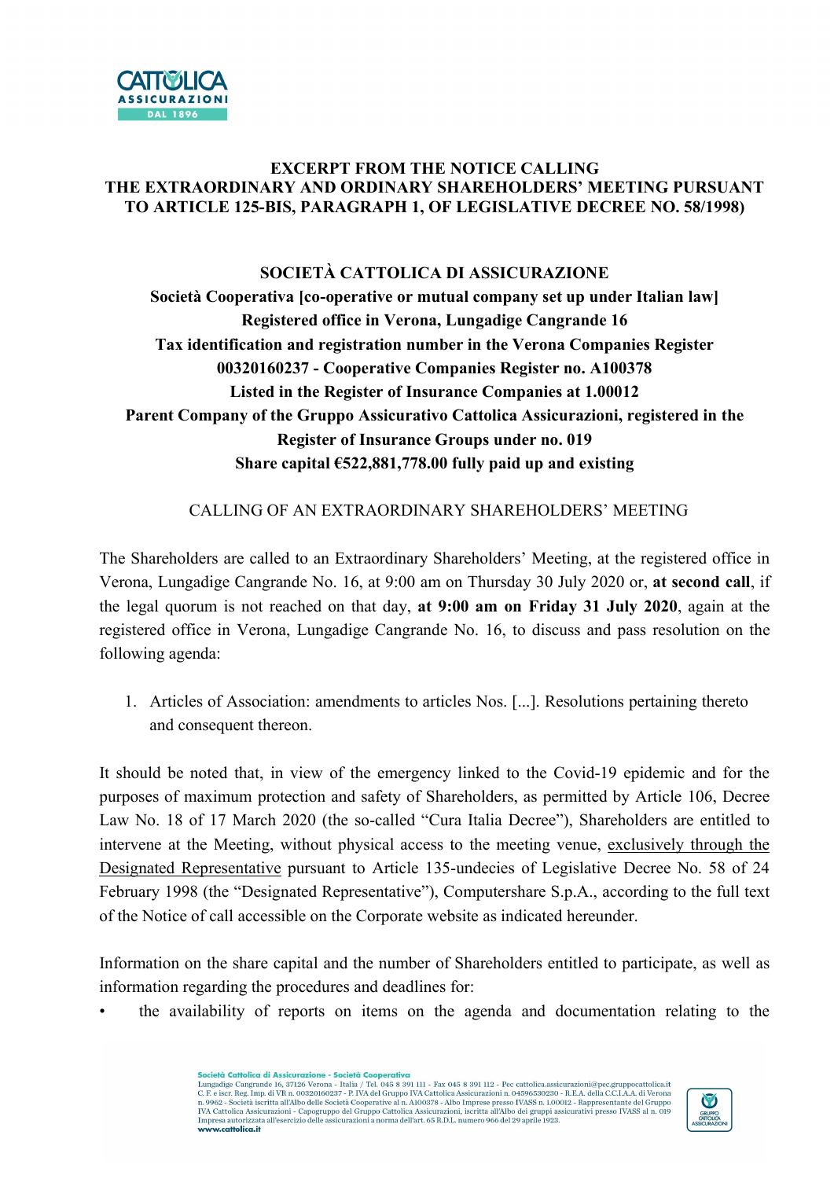# EXCERPT FROM THE NOTICE CALLING THE EXTRAORDINARY AND ORDINARY SHAREHOLDERS' MEETING PURSUANT TO ARTICLE 125-BIS, PARAGRAPH 1, OF LEGISLATIVE DECREE NO. 58/1998)

## SOCIETÀ CATTOLICA DI ASSICURAZIONE

**Società Cooperativa [co-operative or mutual company set up under Italian law]**
**Registered office in Verona, Lungadige Cangrande 16**
**Tax identification and registration number in the Verona Companies Register 00320160237 - Cooperative Companies Register no. A100378**
**Listed in the Register of Insurance Companies at 1.00012**
**Parent Company of the Gruppo Assicurativo Cattolica Assicurazioni, registered in the Register of Insurance Groups under no. 019**
**Share capital €522,881,778.00 fully paid up and existing**

### CALLING OF AN EXTRAORDINARY SHAREHOLDERS' MEETING

The Shareholders are called to an Extraordinary Shareholders' Meeting, at the registered office in Verona, Lungadige Cangrande No. 16, at 9:00 am on Thursday 30 July 2020 or, **at second call**, if the legal quorum is not reached on that day, **at 9:00 am on Friday 31 July 2020**, again at the registered office in Verona, Lungadige Cangrande No. 16, to discuss and pass resolution on the following agenda:

1. Articles of Association: amendments to articles Nos. [...]. Resolutions pertaining thereto and consequent thereon.

It should be noted that, in view of the emergency linked to the Covid-19 epidemic and for the purposes of maximum protection and safety of Shareholders, as permitted by Article 106, Decree Law No. 18 of 17 March 2020 (the so-called "Cura Italia Decree"), Shareholders are entitled to intervene at the Meeting, without physical access to the meeting venue, exclusively through the Designated Representative pursuant to Article 135-undecies of Legislative Decree No. 58 of 24 February 1998 (the "Designated Representative"), Computershare S.p.A., according to the full text of the Notice of call accessible on the Corporate website as indicated hereunder.

Information on the share capital and the number of Shareholders entitled to participate, as well as information regarding the procedures and deadlines for:

- the availability of reports on items on the agenda and documentation relating to the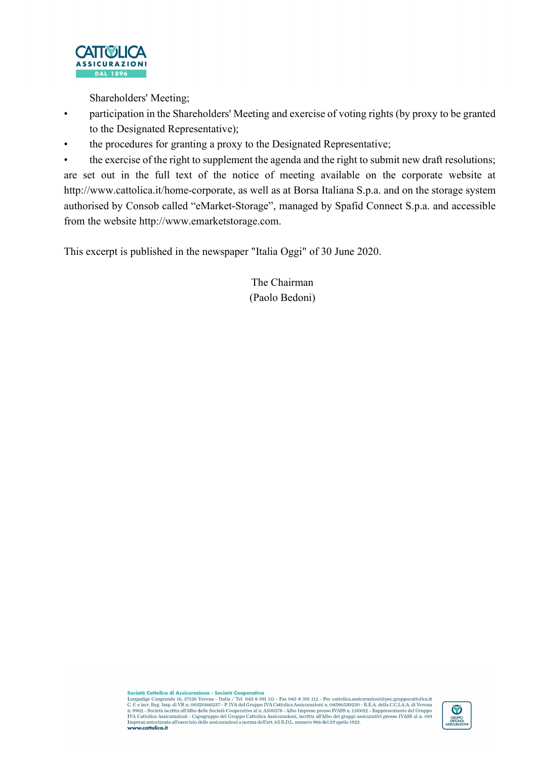Shareholders' Meeting;

- participation in the Shareholders' Meeting and exercise of voting rights (by proxy to be granted to the Designated Representative);
- the procedures for granting a proxy to the Designated Representative;
- the exercise of the right to supplement the agenda and the right to submit new draft resolutions;

are set out in the full text of the notice of meeting available on the corporate website at http://www.cattolica.it/home-corporate, as well as at Borsa Italiana S.p.a. and on the storage system authorised by Consob called “eMarket-Storage”, managed by Spafid Connect S.p.a. and accessible from the website http://www.emarketstorage.com.

This excerpt is published in the newspaper "Italia Oggi" of 30 June 2020.

The Chairman
(Paolo Bedoni)